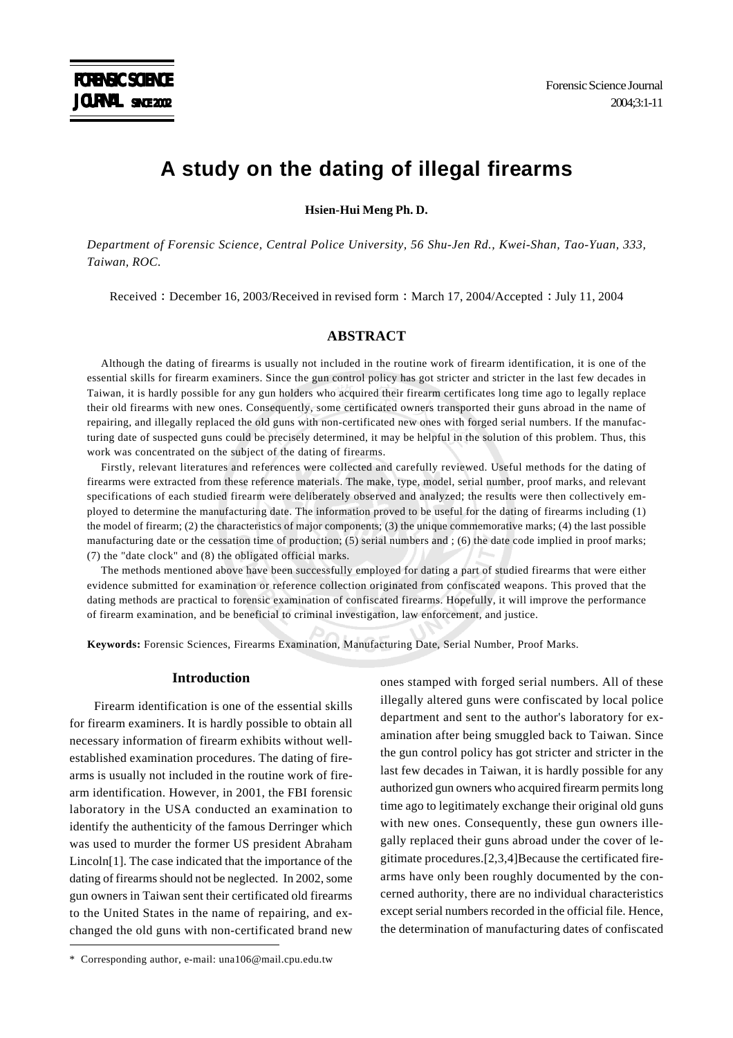# A study on the dating of illegal firearms

**Hsien-Hui Meng Ph. D.**

*Department of Forensic Science, Central Police University, 56 Shu-Jen Rd., Kwei-Shan, Tao-Yuan, 333, Taiwan, ROC.*

Received：December 16, 2003/Received in revised form：March 17, 2004/Accepted：July 11, 2004

## ABSTRACT

Although the dating of firearms is usually not included in the routine work of firearm identification, it is one of the essential skills for firearm examiners. Since the gun control policy has got stricter and stricter in the last few decades in Taiwan, it is hardly possible for any gun holders who acquired their firearm certificates long time ago to legally replace their old firearms with new ones. Consequently, some certificated owners transported their guns abroad in the name of repairing, and illegally replaced the old guns with non-certificated new ones with forged serial numbers. If the manufacturing date of suspected guns could be precisely determined, it may be helpful in the solution of this problem. Thus, this work was concentrated on the subject of the dating of firearms.

Firstly, relevant literatures and references were collected and carefully reviewed. Useful methods for the dating of firearms were extracted from these reference materials. The make, type, model, serial number, proof marks, and relevant specifications of each studied firearm were deliberately observed and analyzed; the results were then collectively employed to determine the manufacturing date. The information proved to be useful for the dating of firearms including (1) the model of firearm; (2) the characteristics of major components; (3) the unique commemorative marks; (4) the last possible manufacturing date or the cessation time of production; (5) serial numbers and ; (6) the date code implied in proof marks; (7) the "date clock" and (8) the obligated official marks.

The methods mentioned above have been successfully employed for dating a part of studied firearms that were either evidence submitted for examination or reference collection originated from confiscated weapons. This proved that the dating methods are practical to forensic examination of confiscated firearms. Hopefully, it will improve the performance of firearm examination, and be beneficial to criminal investigation, law enforcement, and justice.

**Keywords:** Forensic Sciences, Firearms Examination, Manufacturing Date, Serial Number, Proof Marks.

## Introduction

Firearm identification is one of the essential skills for firearm examiners. It is hardly possible to obtain all necessary information of firearm exhibits without well-established examination procedures. The dating of firearms is usually not included in the routine work of firearm identification. However, in 2001, the FBI forensic laboratory in the USA conducted an examination to identify the authenticity of the famous Derringer which was used to murder the former US president Abraham Lincoln[1]. The case indicated that the importance of the dating of firearms should not be neglected. In 2002, some gun owners in Taiwan sent their certificated old firearms to the United States in the name of repairing, and exchanged the old guns with non-certificated brand new ones stamped with forged serial numbers. All of these illegally altered guns were confiscated by local police department and sent to the author's laboratory for examination after being smuggled back to Taiwan. Since the gun control policy has got stricter and stricter in the last few decades in Taiwan, it is hardly possible for any authorized gun owners who acquired firearm permits long time ago to legitimately exchange their original old guns with new ones. Consequently, these gun owners illegally replaced their guns abroad under the cover of legitimate procedures.[2,3,4]Because the certificated firearms have only been roughly documented by the concerned authority, there are no individual characteristics except serial numbers recorded in the official file. Hence, the determination of manufacturing dates of confiscated

\* Corresponding author, e-mail: una106@mail.cpu.edu.tw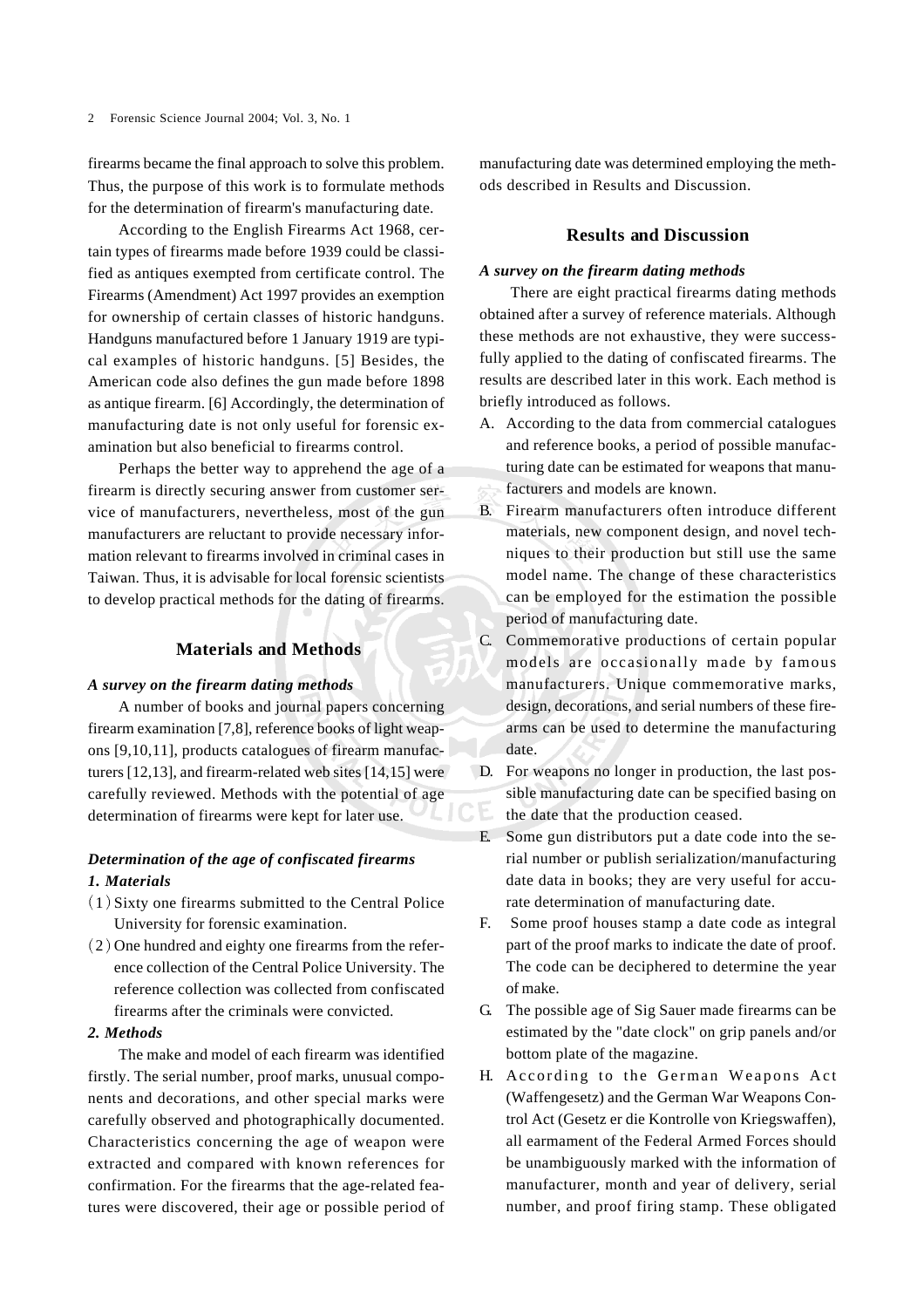firearms became the final approach to solve this problem. Thus, the purpose of this work is to formulate methods for the determination of firearm's manufacturing date.

According to the English Firearms Act 1968, certain types of firearms made before 1939 could be classified as antiques exempted from certificate control. The Firearms (Amendment) Act 1997 provides an exemption for ownership of certain classes of historic handguns. Handguns manufactured before 1 January 1919 are typical examples of historic handguns. [5] Besides, the American code also defines the gun made before 1898 as antique firearm. [6] Accordingly, the determination of manufacturing date is not only useful for forensic examination but also beneficial to firearms control.

Perhaps the better way to apprehend the age of a firearm is directly securing answer from customer service of manufacturers, nevertheless, most of the gun manufacturers are reluctant to provide necessary information relevant to firearms involved in criminal cases in Taiwan. Thus, it is advisable for local forensic scientists to develop practical methods for the dating of firearms.

## Materials and Methods

### *A survey on the firearm dating methods*

A number of books and journal papers concerning firearm examination [7,8], reference books of light weapons [9,10,11], products catalogues of firearm manufacturers [12,13], and firearm-related web sites [14,15] were carefully reviewed. Methods with the potential of age determination of firearms were kept for later use.

### *Determination of the age of confiscated firearms*

#### *1. Materials*

(1) Sixty one firearms submitted to the Central Police University for forensic examination.

(2) One hundred and eighty one firearms from the reference collection of the Central Police University. The reference collection was collected from confiscated firearms after the criminals were convicted.

#### *2. Methods*

The make and model of each firearm was identified firstly. The serial number, proof marks, unusual components and decorations, and other special marks were carefully observed and photographically documented. Characteristics concerning the age of weapon were extracted and compared with known references for confirmation. For the firearms that the age-related features were discovered, their age or possible period of manufacturing date was determined employing the methods described in Results and Discussion.

## Results and Discussion

### *A survey on the firearm dating methods*

There are eight practical firearms dating methods obtained after a survey of reference materials. Although these methods are not exhaustive, they were successfully applied to the dating of confiscated firearms. The results are described later in this work. Each method is briefly introduced as follows.

A. According to the data from commercial catalogues and reference books, a period of possible manufacturing date can be estimated for weapons that manufacturers and models are known.

B. Firearm manufacturers often introduce different materials, new component design, and novel techniques to their production but still use the same model name. The change of these characteristics can be employed for the estimation the possible period of manufacturing date.

C. Commemorative productions of certain popular models are occasionally made by famous manufacturers. Unique commemorative marks, design, decorations, and serial numbers of these firearms can be used to determine the manufacturing date.

D. For weapons no longer in production, the last possible manufacturing date can be specified basing on the date that the production ceased.

E. Some gun distributors put a date code into the serial number or publish serialization/manufacturing date data in books; they are very useful for accurate determination of manufacturing date.

F. Some proof houses stamp a date code as integral part of the proof marks to indicate the date of proof. The code can be deciphered to determine the year of make.

G. The possible age of Sig Sauer made firearms can be estimated by the "date clock" on grip panels and/or bottom plate of the magazine.

H. According to the German Weapons Act (Waffengesetz) and the German War Weapons Control Act (Gesetz er die Kontrolle von Kriegswaffen), all earmament of the Federal Armed Forces should be unambiguously marked with the information of manufacturer, month and year of delivery, serial number, and proof firing stamp. These obligated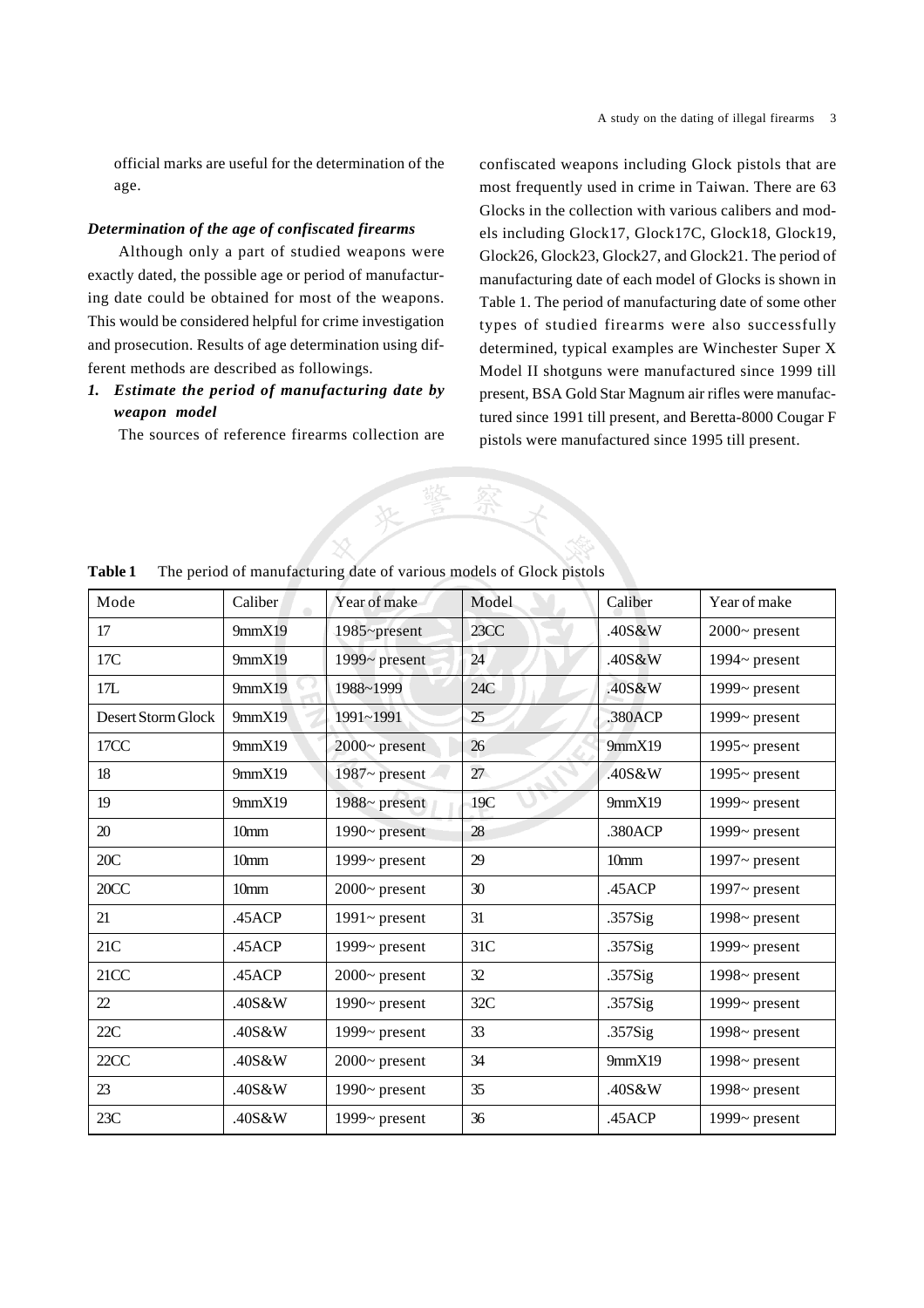official marks are useful for the determination of the age.

***Determination of the age of confiscated firearms***

Although only a part of studied weapons were exactly dated, the possible age or period of manufacturing date could be obtained for most of the weapons. This would be considered helpful for crime investigation and prosecution. Results of age determination using different methods are described as followings.

***1. Estimate the period of manufacturing date by weapon model***

The sources of reference firearms collection are confiscated weapons including Glock pistols that are most frequently used in crime in Taiwan. There are 63 Glocks in the collection with various calibers and models including Glock17, Glock17C, Glock18, Glock19, Glock26, Glock23, Glock27, and Glock21. The period of manufacturing date of each model of Glocks is shown in Table 1. The period of manufacturing date of some other types of studied firearms were also successfully determined, typical examples are Winchester Super X Model II shotguns were manufactured since 1999 till present, BSA Gold Star Magnum air rifles were manufactured since 1991 till present, and Beretta-8000 Cougar F pistols were manufactured since 1995 till present.

**Table 1** The period of manufacturing date of various models of Glock pistols

| Mode | Caliber | Year of make | Model | Caliber | Year of make |
|---|---|---|---|---|---|
| 17 | 9mmX19 | 1985~present | 23CC | .40S&W | 2000~ present |
| 17C | 9mmX19 | 1999~ present | 24 | .40S&W | 1994~ present |
| 17L | 9mmX19 | 1988~1999 | 24C | .40S&W | 1999~ present |
| Desert Storm Glock | 9mmX19 | 1991~1991 | 25 | .380ACP | 1999~ present |
| 17CC | 9mmX19 | 2000~ present | 26 | 9mmX19 | 1995~ present |
| 18 | 9mmX19 | 1987~ present | 27 | .40S&W | 1995~ present |
| 19 | 9mmX19 | 1988~ present | 19C | 9mmX19 | 1999~ present |
| 20 | 10mm | 1990~ present | 28 | .380ACP | 1999~ present |
| 20C | 10mm | 1999~ present | 29 | 10mm | 1997~ present |
| 20CC | 10mm | 2000~ present | 30 | .45ACP | 1997~ present |
| 21 | .45ACP | 1991~ present | 31 | .357Sig | 1998~ present |
| 21C | .45ACP | 1999~ present | 31C | .357Sig | 1999~ present |
| 21CC | .45ACP | 2000~ present | 32 | .357Sig | 1998~ present |
| 22 | .40S&W | 1990~ present | 32C | .357Sig | 1999~ present |
| 22C | .40S&W | 1999~ present | 33 | .357Sig | 1998~ present |
| 22CC | .40S&W | 2000~ present | 34 | 9mmX19 | 1998~ present |
| 23 | .40S&W | 1990~ present | 35 | .40S&W | 1998~ present |
| 23C | .40S&W | 1999~ present | 36 | .45ACP | 1999~ present |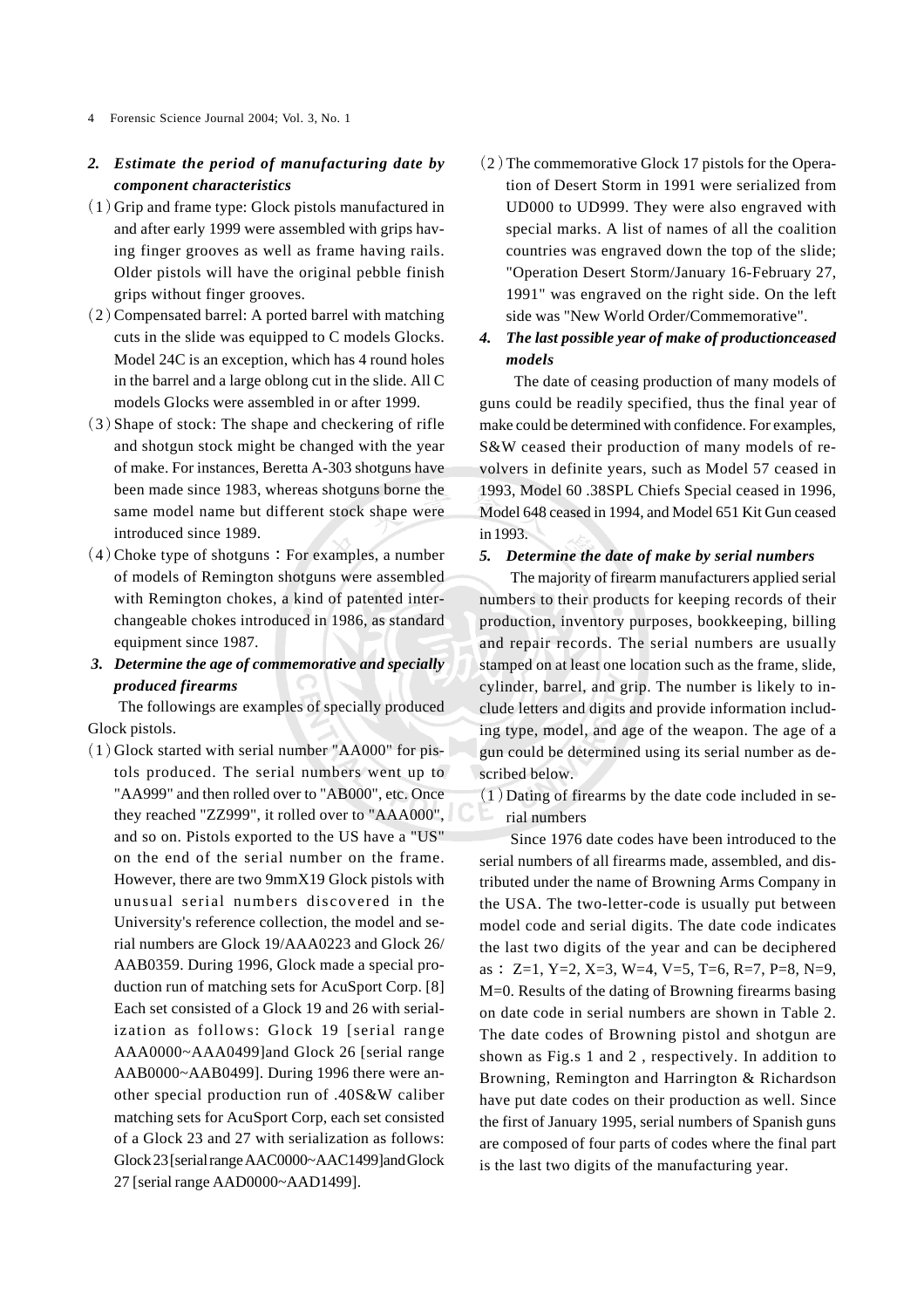## 2. Estimate the period of manufacturing date by component characteristics

(1) Grip and frame type: Glock pistols manufactured in and after early 1999 were assembled with grips having finger grooves as well as frame having rails. Older pistols will have the original pebble finish grips without finger grooves.

(2) Compensated barrel: A ported barrel with matching cuts in the slide was equipped to C models Glocks. Model 24C is an exception, which has 4 round holes in the barrel and a large oblong cut in the slide. All C models Glocks were assembled in or after 1999.

(3) Shape of stock: The shape and checkering of rifle and shotgun stock might be changed with the year of make. For instances, Beretta A-303 shotguns have been made since 1983, whereas shotguns borne the same model name but different stock shape were introduced since 1989.

(4) Choke type of shotguns：For examples, a number of models of Remington shotguns were assembled with Remington chokes, a kind of patented interchangeable chokes introduced in 1986, as standard equipment since 1987.

## 3. Determine the age of commemorative and specially produced firearms

The followings are examples of specially produced Glock pistols.

(1) Glock started with serial number "AA000" for pistols produced. The serial numbers went up to "AA999" and then rolled over to "AB000", etc. Once they reached "ZZ999", it rolled over to "AAA000", and so on. Pistols exported to the US have a "US" on the end of the serial number on the frame. However, there are two 9mmX19 Glock pistols with unusual serial numbers discovered in the University's reference collection, the model and serial numbers are Glock 19/AAA0223 and Glock 26/AAB0359. During 1996, Glock made a special production run of matching sets for AcuSport Corp. [8] Each set consisted of a Glock 19 and 26 with serialization as follows: Glock 19 [serial range AAA0000~AAA0499]and Glock 26 [serial range AAB0000~AAB0499]. During 1996 there were another special production run of .40S&W caliber matching sets for AcuSport Corp, each set consisted of a Glock 23 and 27 with serialization as follows: Glock 23 [serial range AAC0000~AAC1499]and Glock 27 [serial range AAD0000~AAD1499].

(2) The commemorative Glock 17 pistols for the Operation of Desert Storm in 1991 were serialized from UD000 to UD999. They were also engraved with special marks. A list of names of all the coalition countries was engraved down the top of the slide; "Operation Desert Storm/January 16-February 27, 1991" was engraved on the right side. On the left side was "New World Order/Commemorative".

## 4. The last possible year of make of productionceased models

The date of ceasing production of many models of guns could be readily specified, thus the final year of make could be determined with confidence. For examples, S&W ceased their production of many models of revolvers in definite years, such as Model 57 ceased in 1993, Model 60 .38SPL Chiefs Special ceased in 1996, Model 648 ceased in 1994, and Model 651 Kit Gun ceased in 1993.

## 5. Determine the date of make by serial numbers

The majority of firearm manufacturers applied serial numbers to their products for keeping records of their production, inventory purposes, bookkeeping, billing and repair records. The serial numbers are usually stamped on at least one location such as the frame, slide, cylinder, barrel, and grip. The number is likely to include letters and digits and provide information including type, model, and age of the weapon. The age of a gun could be determined using its serial number as described below.

(1) Dating of firearms by the date code included in serial numbers

Since 1976 date codes have been introduced to the serial numbers of all firearms made, assembled, and distributed under the name of Browning Arms Company in the USA. The two-letter-code is usually put between model code and serial digits. The date code indicates the last two digits of the year and can be deciphered as： Z=1, Y=2, X=3, W=4, V=5, T=6, R=7, P=8, N=9, M=0. Results of the dating of Browning firearms basing on date code in serial numbers are shown in Table 2. The date codes of Browning pistol and shotgun are shown as Fig.s 1 and 2 , respectively. In addition to Browning, Remington and Harrington & Richardson have put date codes on their production as well. Since the first of January 1995, serial numbers of Spanish guns are composed of four parts of codes where the final part is the last two digits of the manufacturing year.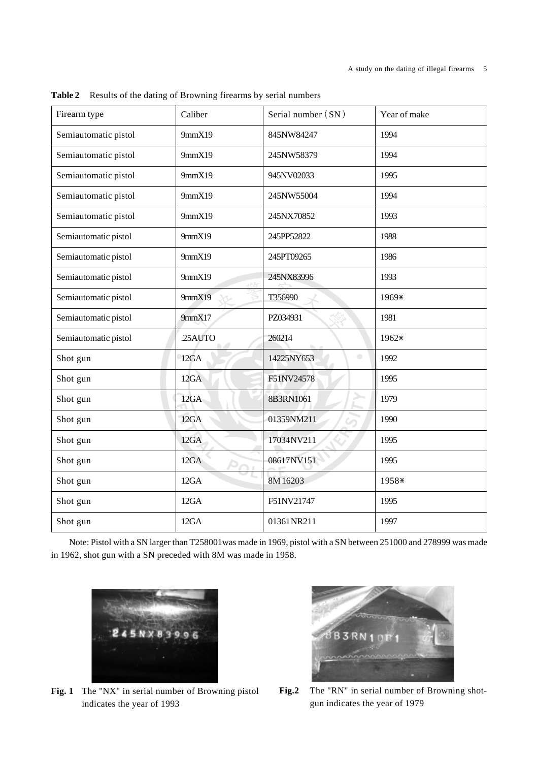**Table 2** Results of the dating of Browning firearms by serial numbers

| Firearm type | Caliber | Serial number（SN） | Year of make |
|---|---|---|---|
| Semiautomatic pistol | 9mmX19 | 845NW84247 | 1994 |
| Semiautomatic pistol | 9mmX19 | 245NW58379 | 1994 |
| Semiautomatic pistol | 9mmX19 | 945NV02033 | 1995 |
| Semiautomatic pistol | 9mmX19 | 245NW55004 | 1994 |
| Semiautomatic pistol | 9mmX19 | 245NX70852 | 1993 |
| Semiautomatic pistol | 9mmX19 | 245PP52822 | 1988 |
| Semiautomatic pistol | 9mmX19 | 245PT09265 | 1986 |
| Semiautomatic pistol | 9mmX19 | 245NX83996 | 1993 |
| Semiautomatic pistol | 9mmX19 | T356990 | 1969* |
| Semiautomatic pistol | 9mmX17 | PZ034931 | 1981 |
| Semiautomatic pistol | .25AUTO | 260214 | 1962* |
| Shot gun | 12GA | 14225NY653 | 1992 |
| Shot gun | 12GA | F51NV24578 | 1995 |
| Shot gun | 12GA | 8B3RN1061 | 1979 |
| Shot gun | 12GA | 01359NM211 | 1990 |
| Shot gun | 12GA | 17034NV211 | 1995 |
| Shot gun | 12GA | 08617NV151 | 1995 |
| Shot gun | 12GA | 8M16203 | 1958* |
| Shot gun | 12GA | F51NV21747 | 1995 |
| Shot gun | 12GA | 01361NR211 | 1997 |

Note: Pistol with a SN larger than T258001was made in 1969, pistol with a SN between 251000 and 278999 was made in 1962, shot gun with a SN preceded with 8M was made in 1958.

**Fig. 1** The "NX" in serial number of Browning pistol indicates the year of 1993

**Fig.2** The "RN" in serial number of Browning shotgun indicates the year of 1979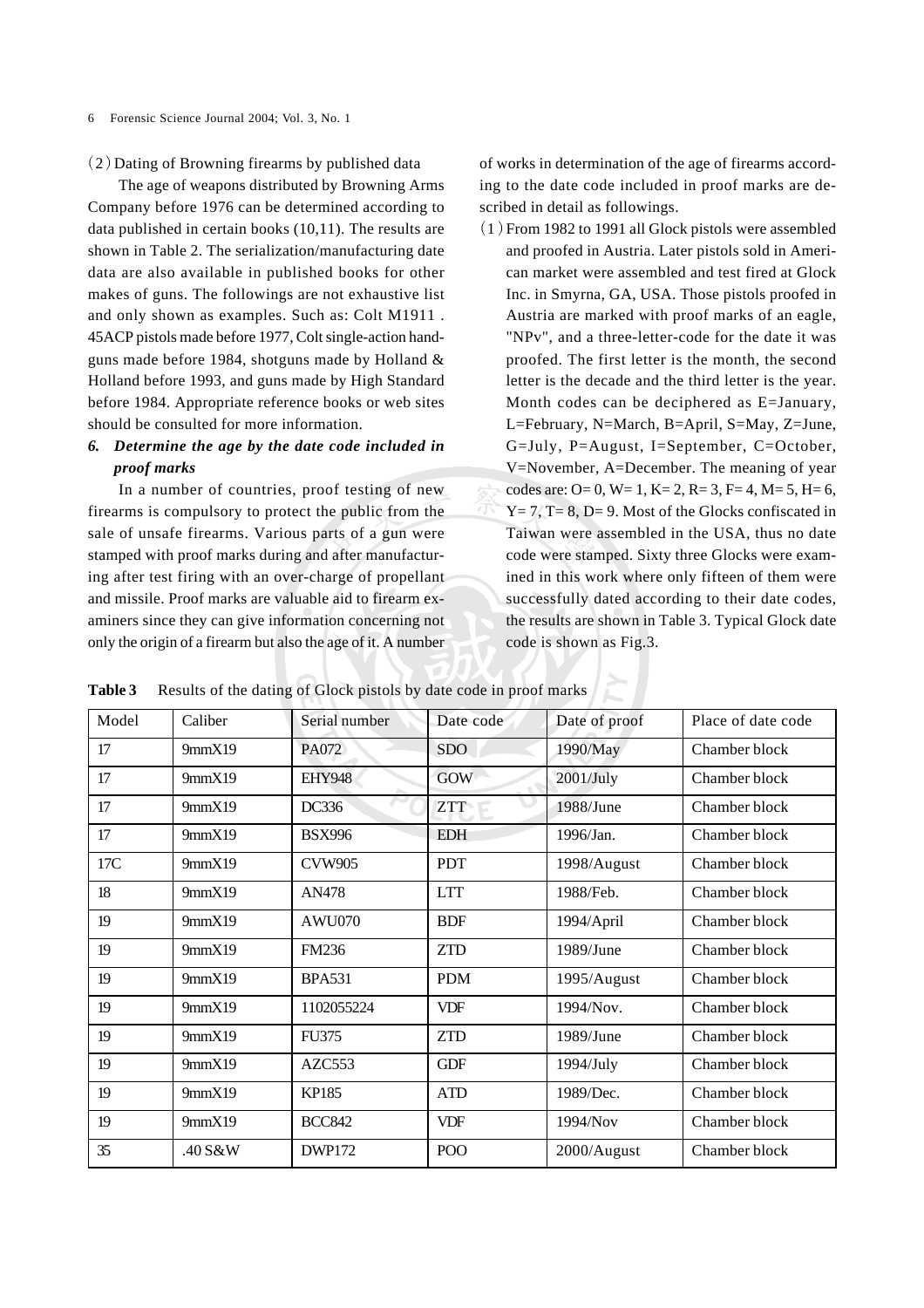(2) Dating of Browning firearms by published data

The age of weapons distributed by Browning Arms Company before 1976 can be determined according to data published in certain books (10,11). The results are shown in Table 2. The serialization/manufacturing date data are also available in published books for other makes of guns. The followings are not exhaustive list and only shown as examples. Such as: Colt M1911 . 45ACP pistols made before 1977, Colt single-action handguns made before 1984, shotguns made by Holland & Holland before 1993, and guns made by High Standard before 1984. Appropriate reference books or web sites should be consulted for more information.

### 6. *Determine the age by the date code included in proof marks*

In a number of countries, proof testing of new firearms is compulsory to protect the public from the sale of unsafe firearms. Various parts of a gun were stamped with proof marks during and after manufacturing after test firing with an over-charge of propellant and missile. Proof marks are valuable aid to firearm examiners since they can give information concerning not only the origin of a firearm but also the age of it. A number of works in determination of the age of firearms according to the date code included in proof marks are described in detail as followings.

(1) From 1982 to 1991 all Glock pistols were assembled and proofed in Austria. Later pistols sold in American market were assembled and test fired at Glock Inc. in Smyrna, GA, USA. Those pistols proofed in Austria are marked with proof marks of an eagle, "NPv", and a three-letter-code for the date it was proofed. The first letter is the month, the second letter is the decade and the third letter is the year. Month codes can be deciphered as E=January, L=February, N=March, B=April, S=May, Z=June, G=July, P=August, I=September, C=October, V=November, A=December. The meaning of year codes are: O= 0, W= 1, K= 2, R= 3, F= 4, M= 5, H= 6, Y= 7, T= 8, D= 9. Most of the Glocks confiscated in Taiwan were assembled in the USA, thus no date code were stamped. Sixty three Glocks were examined in this work where only fifteen of them were successfully dated according to their date codes, the results are shown in Table 3. Typical Glock date code is shown as Fig.3.

**Table 3** Results of the dating of Glock pistols by date code in proof marks

| Model | Caliber | Serial number | Date code | Date of proof | Place of date code |
|---|---|---|---|---|---|
| 17 | 9mmX19 | PA072 | SDO | 1990/May | Chamber block |
| 17 | 9mmX19 | EHY948 | GOW | 2001/July | Chamber block |
| 17 | 9mmX19 | DC336 | ZTT | 1988/June | Chamber block |
| 17 | 9mmX19 | BSX996 | EDH | 1996/Jan. | Chamber block |
| 17C | 9mmX19 | CVW905 | PDT | 1998/August | Chamber block |
| 18 | 9mmX19 | AN478 | LTT | 1988/Feb. | Chamber block |
| 19 | 9mmX19 | AWU070 | BDF | 1994/April | Chamber block |
| 19 | 9mmX19 | FM236 | ZTD | 1989/June | Chamber block |
| 19 | 9mmX19 | BPA531 | PDM | 1995/August | Chamber block |
| 19 | 9mmX19 | 1102055224 | VDF | 1994/Nov. | Chamber block |
| 19 | 9mmX19 | FU375 | ZTD | 1989/June | Chamber block |
| 19 | 9mmX19 | AZC553 | GDF | 1994/July | Chamber block |
| 19 | 9mmX19 | KP185 | ATD | 1989/Dec. | Chamber block |
| 19 | 9mmX19 | BCC842 | VDF | 1994/Nov | Chamber block |
| 35 | .40 S&W | DWP172 | POO | 2000/August | Chamber block |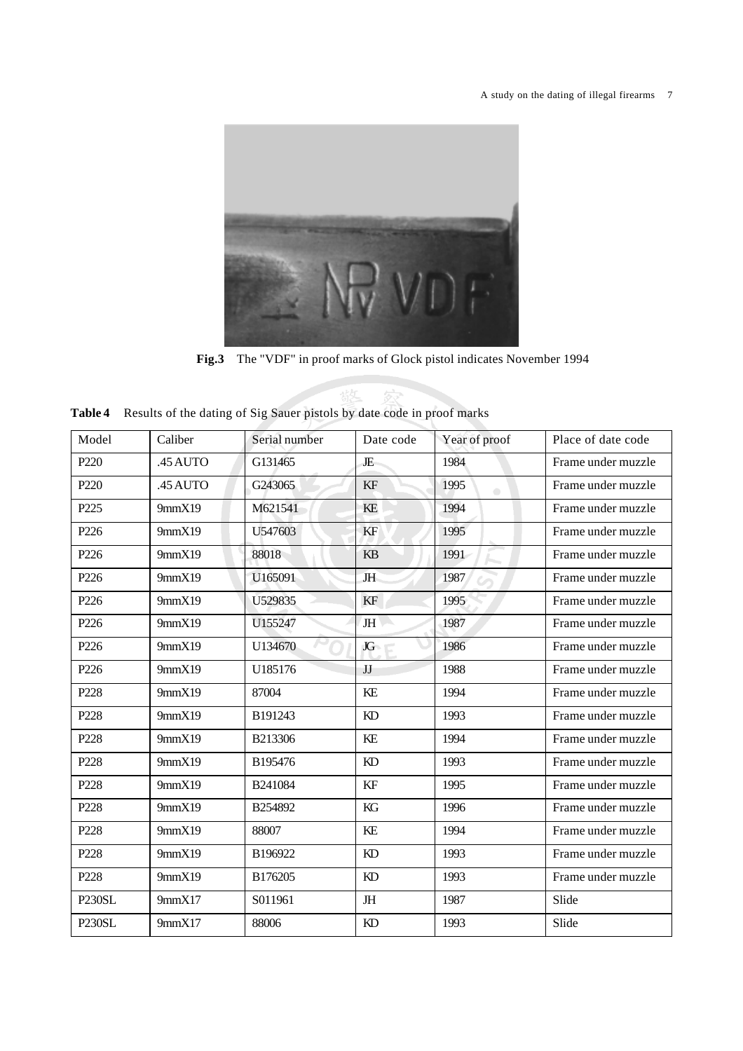**Fig.3** The "VDF" in proof marks of Glock pistol indicates November 1994

**Table 4** Results of the dating of Sig Sauer pistols by date code in proof marks

| Model | Caliber | Serial number | Date code | Year of proof | Place of date code |
|---|---|---|---|---|---|
| P220 | .45 AUTO | G131465 | JE | 1984 | Frame under muzzle |
| P220 | .45 AUTO | G243065 | KF | 1995 | Frame under muzzle |
| P225 | 9mmX19 | M621541 | KE | 1994 | Frame under muzzle |
| P226 | 9mmX19 | U547603 | KF | 1995 | Frame under muzzle |
| P226 | 9mmX19 | 88018 | KB | 1991 | Frame under muzzle |
| P226 | 9mmX19 | U165091 | JH | 1987 | Frame under muzzle |
| P226 | 9mmX19 | U529835 | KF | 1995 | Frame under muzzle |
| P226 | 9mmX19 | U155247 | JH | 1987 | Frame under muzzle |
| P226 | 9mmX19 | U134670 | JG | 1986 | Frame under muzzle |
| P226 | 9mmX19 | U185176 | JJ | 1988 | Frame under muzzle |
| P228 | 9mmX19 | 87004 | KE | 1994 | Frame under muzzle |
| P228 | 9mmX19 | B191243 | KD | 1993 | Frame under muzzle |
| P228 | 9mmX19 | B213306 | KE | 1994 | Frame under muzzle |
| P228 | 9mmX19 | B195476 | KD | 1993 | Frame under muzzle |
| P228 | 9mmX19 | B241084 | KF | 1995 | Frame under muzzle |
| P228 | 9mmX19 | B254892 | KG | 1996 | Frame under muzzle |
| P228 | 9mmX19 | 88007 | KE | 1994 | Frame under muzzle |
| P228 | 9mmX19 | B196922 | KD | 1993 | Frame under muzzle |
| P228 | 9mmX19 | B176205 | KD | 1993 | Frame under muzzle |
| P230SL | 9mmX17 | S011961 | JH | 1987 | Slide |
| P230SL | 9mmX17 | 88006 | KD | 1993 | Slide |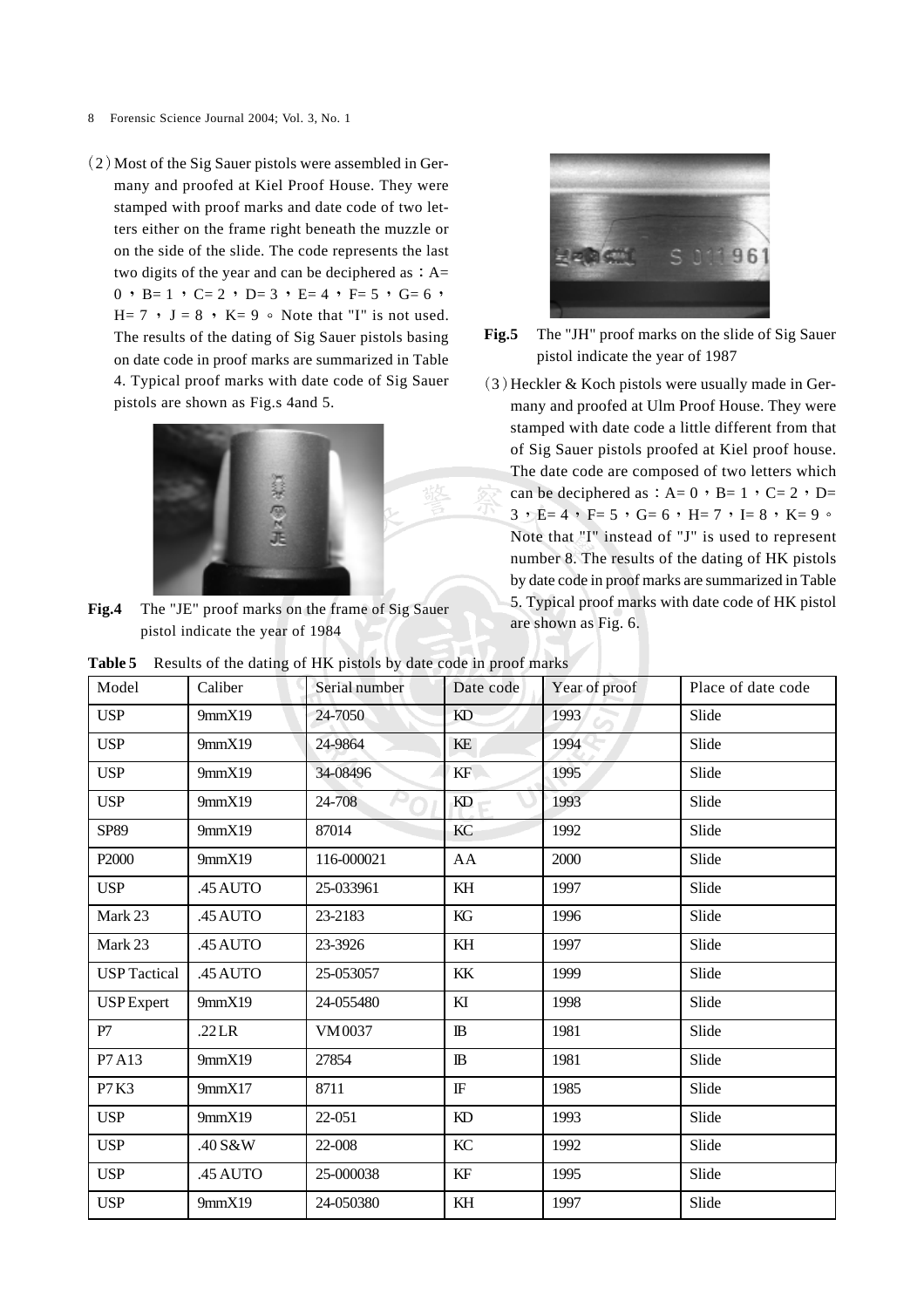(2) Most of the Sig Sauer pistols were assembled in Germany and proofed at Kiel Proof House. They were stamped with proof marks and date code of two letters either on the frame right beneath the muzzle or on the side of the slide. The code represents the last two digits of the year and can be deciphered as：A= 0，B= 1，C= 2，D= 3，E= 4，F= 5，G= 6，H= 7，J = 8，K= 9。Note that "I" is not used. The results of the dating of Sig Sauer pistols basing on date code in proof marks are summarized in Table 4. Typical proof marks with date code of Sig Sauer pistols are shown as Fig.s 4and 5.

**Fig.4** The "JE" proof marks on the frame of Sig Sauer pistol indicate the year of 1984

**Fig.5** The "JH" proof marks on the slide of Sig Sauer pistol indicate the year of 1987

(3) Heckler & Koch pistols were usually made in Germany and proofed at Ulm Proof House. They were stamped with date code a little different from that of Sig Sauer pistols proofed at Kiel proof house. The date code are composed of two letters which can be deciphered as：A= 0，B= 1，C= 2，D= 3，E= 4，F= 5，G= 6，H= 7，I= 8，K= 9。Note that "I" instead of "J" is used to represent number 8. The results of the dating of HK pistols by date code in proof marks are summarized in Table 5. Typical proof marks with date code of HK pistol are shown as Fig. 6.

**Table 5** Results of the dating of HK pistols by date code in proof marks

| Model | Caliber | Serial number | Date code | Year of proof | Place of date code |
|---|---|---|---|---|---|
| USP | 9mmX19 | 24-7050 | KD | 1993 | Slide |
| USP | 9mmX19 | 24-9864 | KE | 1994 | Slide |
| USP | 9mmX19 | 34-08496 | KF | 1995 | Slide |
| USP | 9mmX19 | 24-708 | KD | 1993 | Slide |
| SP89 | 9mmX19 | 87014 | KC | 1992 | Slide |
| P2000 | 9mmX19 | 116-000021 | AA | 2000 | Slide |
| USP | .45 AUTO | 25-033961 | KH | 1997 | Slide |
| Mark 23 | .45 AUTO | 23-2183 | KG | 1996 | Slide |
| Mark 23 | .45 AUTO | 23-3926 | KH | 1997 | Slide |
| USP Tactical | .45 AUTO | 25-053057 | KK | 1999 | Slide |
| USP Expert | 9mmX19 | 24-055480 | KI | 1998 | Slide |
| P7 | .22 LR | VM 0037 | IB | 1981 | Slide |
| P7 A13 | 9mmX19 | 27854 | IB | 1981 | Slide |
| P7 K3 | 9mmX17 | 8711 | IF | 1985 | Slide |
| USP | 9mmX19 | 22-051 | KD | 1993 | Slide |
| USP | .40 S&W | 22-008 | KC | 1992 | Slide |
| USP | .45 AUTO | 25-000038 | KF | 1995 | Slide |
| USP | 9mmX19 | 24-050380 | KH | 1997 | Slide |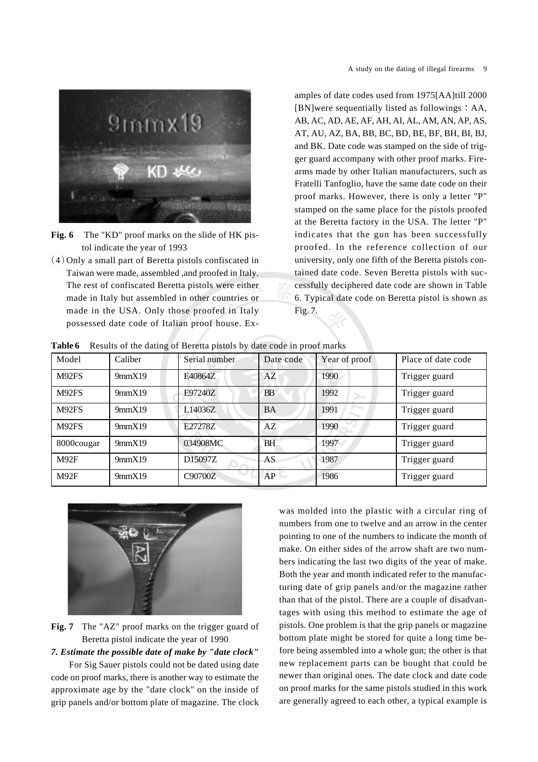Fig. 6  The "KD" proof marks on the slide of HK pistol indicate the year of 1993

(4) Only a small part of Beretta pistols confiscated in Taiwan were made, assembled ,and proofed in Italy. The rest of confiscated Beretta pistols were either made in Italy but assembled in other countries or made in the USA. Only those proofed in Italy possessed date code of Italian proof house. Examples of date codes used from 1975[AA]till 2000 [BN]were sequentially listed as followings：AA, AB, AC, AD, AE, AF, AH, AI, AL, AM, AN, AP, AS, AT, AU, AZ, BA, BB, BC, BD, BE, BF, BH, BI, BJ, and BK. Date code was stamped on the side of trigger guard accompany with other proof marks. Firearms made by other Italian manufacturers, such as Fratelli Tanfoglio, have the same date code on their proof marks. However, there is only a letter "P" stamped on the same place for the pistols proofed at the Beretta factory in the USA. The letter "P" indicates that the gun has been successfully proofed. In the reference collection of our university, only one fifth of the Beretta pistols contained date code. Seven Beretta pistols with successfully deciphered date code are shown in Table 6. Typical date code on Beretta pistol is shown as Fig. 7.

**Table 6**  Results of the dating of Beretta pistols by date code in proof marks

| Model | Caliber | Serial number | Date code | Year of proof | Place of date code |
|---|---|---|---|---|---|
| M92FS | 9mmX19 | E40864Z | AZ | 1990 | Trigger guard |
| M92FS | 9mmX19 | E97240Z | BB | 1992 | Trigger guard |
| M92FS | 9mmX19 | L14036Z | BA | 1991 | Trigger guard |
| M92FS | 9mmX19 | E27278Z | AZ | 1990 | Trigger guard |
| 8000cougar | 9mmX19 | 034908MC | BH | 1997 | Trigger guard |
| M92F | 9mmX19 | D15097Z | AS | 1987 | Trigger guard |
| M92F | 9mmX19 | C90700Z | AP | 1986 | Trigger guard |

**Fig. 7**  The "AZ" proof marks on the trigger guard of Beretta pistol indicate the year of 1990

***7. Estimate the possible date of make by "date clock"***

For Sig Sauer pistols could not be dated using date code on proof marks, there is another way to estimate the approximate age by the "date clock" on the inside of grip panels and/or bottom plate of magazine. The clock was molded into the plastic with a circular ring of numbers from one to twelve and an arrow in the center pointing to one of the numbers to indicate the month of make. On either sides of the arrow shaft are two numbers indicating the last two digits of the year of make. Both the year and month indicated refer to the manufacturing date of grip panels and/or the magazine rather than that of the pistol. There are a couple of disadvantages with using this method to estimate the age of pistols. One problem is that the grip panels or magazine bottom plate might be stored for quite a long time before being assembled into a whole gun; the other is that new replacement parts can be bought that could be newer than original ones. The date clock and date code on proof marks for the same pistols studied in this work are generally agreed to each other, a typical example is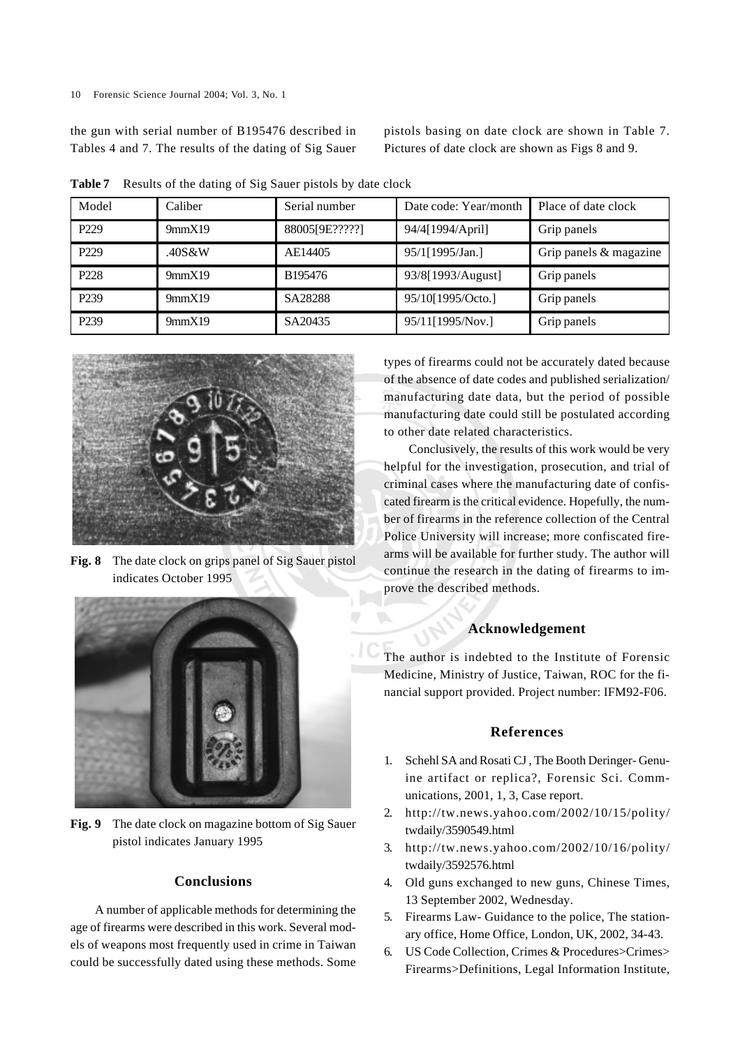the gun with serial number of B195476 described in Tables 4 and 7. The results of the dating of Sig Sauer pistols basing on date clock are shown in Table 7. Pictures of date clock are shown as Figs 8 and 9.

**Table 7** Results of the dating of Sig Sauer pistols by date clock

| Model | Caliber | Serial number | Date code: Year/month | Place of date clock |
|---|---|---|---|---|
| P229 | 9mmX19 | 88005[9E?????] | 94/4[1994/April] | Grip panels |
| P229 | .40S&W | AE14405 | 95/1[1995/Jan.] | Grip panels & magazine |
| P228 | 9mmX19 | B195476 | 93/8[1993/August] | Grip panels |
| P239 | 9mmX19 | SA28288 | 95/10[1995/Octo.] | Grip panels |
| P239 | 9mmX19 | SA20435 | 95/11[1995/Nov.] | Grip panels |

**Fig. 8** The date clock on grips panel of Sig Sauer pistol indicates October 1995

**Fig. 9** The date clock on magazine bottom of Sig Sauer pistol indicates January 1995

## Conclusions

A number of applicable methods for determining the age of firearms were described in this work. Several models of weapons most frequently used in crime in Taiwan could be successfully dated using these methods. Some types of firearms could not be accurately dated because of the absence of date codes and published serialization/manufacturing date data, but the period of possible manufacturing date could still be postulated according to other date related characteristics.

Conclusively, the results of this work would be very helpful for the investigation, prosecution, and trial of criminal cases where the manufacturing date of confiscated firearm is the critical evidence. Hopefully, the number of firearms in the reference collection of the Central Police University will increase; more confiscated firearms will be available for further study. The author will continue the research in the dating of firearms to improve the described methods.

## Acknowledgement

The author is indebted to the Institute of Forensic Medicine, Ministry of Justice, Taiwan, ROC for the financial support provided. Project number: IFM92-F06.

## References

1. Schehl SA and Rosati CJ , The Booth Deringer- Genuine artifact or replica?, Forensic Sci. Communications, 2001, 1, 3, Case report.
2. http://tw.news.yahoo.com/2002/10/15/polity/twdaily/3590549.html
3. http://tw.news.yahoo.com/2002/10/16/polity/twdaily/3592576.html
4. Old guns exchanged to new guns, Chinese Times, 13 September 2002, Wednesday.
5. Firearms Law- Guidance to the police, The stationary office, Home Office, London, UK, 2002, 34-43.
6. US Code Collection, Crimes & Procedures>Crimes>Firearms>Definitions, Legal Information Institute,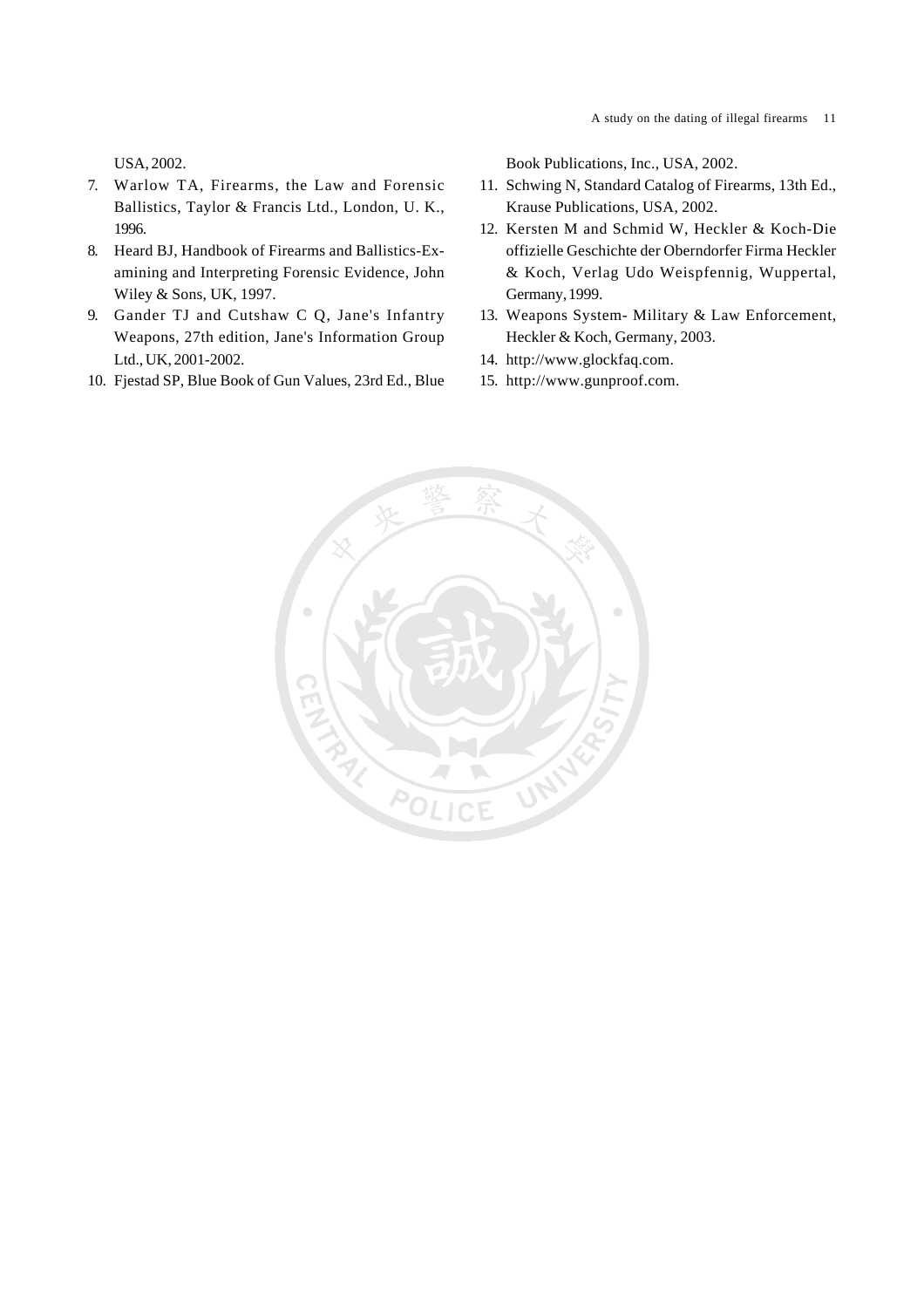USA, 2002.

7. Warlow TA, Firearms, the Law and Forensic Ballistics, Taylor & Francis Ltd., London, U. K., 1996.
8. Heard BJ, Handbook of Firearms and Ballistics-Examining and Interpreting Forensic Evidence, John Wiley & Sons, UK, 1997.
9. Gander TJ and Cutshaw C Q, Jane's Infantry Weapons, 27th edition, Jane's Information Group Ltd., UK, 2001-2002.
10. Fjestad SP, Blue Book of Gun Values, 23rd Ed., Blue Book Publications, Inc., USA, 2002.
11. Schwing N, Standard Catalog of Firearms, 13th Ed., Krause Publications, USA, 2002.
12. Kersten M and Schmid W, Heckler & Koch-Die offizielle Geschichte der Oberndorfer Firma Heckler & Koch, Verlag Udo Weispfennig, Wuppertal, Germany, 1999.
13. Weapons System- Military & Law Enforcement, Heckler & Koch, Germany, 2003.
14. http://www.glockfaq.com.
15. http://www.gunproof.com.